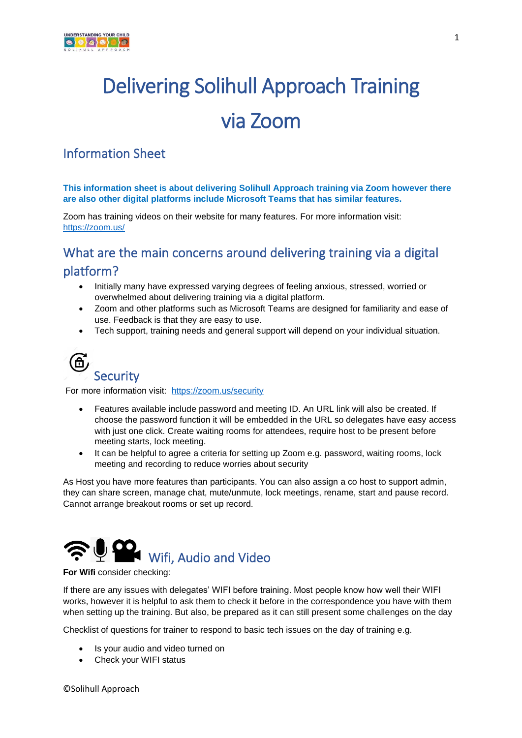# Delivering Solihull Approach Training via Zoom

## Information Sheet

**This information sheet is about delivering Solihull Approach training via Zoom however there are also other digital platforms include Microsoft Teams that has similar features.**

Zoom has training videos on their website for many features. For more information visit: https://zoom.us/

## What are the main concerns around delivering training via a digital platform?

- Initially many have expressed varying degrees of feeling anxious, stressed, worried or overwhelmed about delivering training via a digital platform.
- Zoom and other platforms such as Microsoft Teams are designed for familiarity and ease of use. Feedback is that they are easy to use.
- Tech support, training needs and general support will depend on your individual situation.

## Security

For more information visit: https://zoom.us/security

- Features available include password and meeting ID. An URL link will also be created. If choose the password function it will be embedded in the URL so delegates have easy access with just one click. Create waiting rooms for attendees, require host to be present before meeting starts, lock meeting.
- It can be helpful to agree a criteria for setting up Zoom e.g. password, waiting rooms, lock meeting and recording to reduce worries about security

As Host you have more features than participants. You can also assign a co host to support admin, they can share screen, manage chat, mute/unmute, lock meetings, rename, start and pause record. Cannot arrange breakout rooms or set up record.

## Wifi, Audio and Video

**For Wifi** consider checking:

If there are any issues with delegates' WIFI before training. Most people know how well their WIFI works, however it is helpful to ask them to check it before in the correspondence you have with them when setting up the training. But also, be prepared as it can still present some challenges on the day

Checklist of questions for trainer to respond to basic tech issues on the day of training e.g.

- Is your audio and video turned on
- Check your WIFI status

©Solihull Approach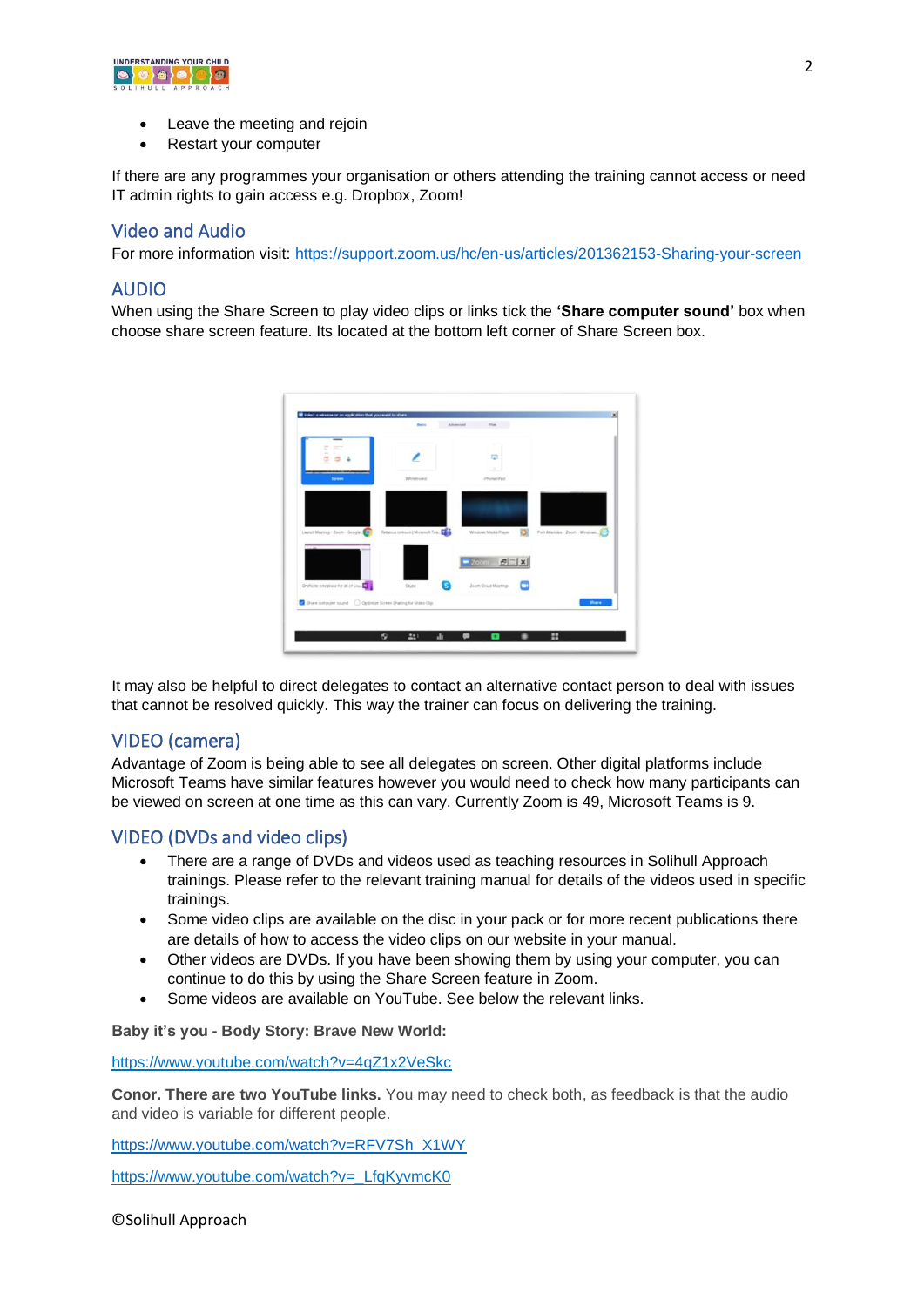- Leave the meeting and rejoin
- Restart your computer

If there are any programmes your organisation or others attending the training cannot access or need IT admin rights to gain access e.g. Dropbox, Zoom!

## Video and Audio

For more information visit: https://support.zoom.us/hc/en-us/articles/201362153-Sharing-your-screen

## AUDIO

When using the Share Screen to play video clips or links tick the **'Share computer sound'** box when choose share screen feature. Its located at the bottom left corner of Share Screen box.

It may also be helpful to direct delegates to contact an alternative contact person to deal with issues that cannot be resolved quickly. This way the trainer can focus on delivering the training.

## VIDEO (camera)

Advantage of Zoom is being able to see all delegates on screen. Other digital platforms include Microsoft Teams have similar features however you would need to check how many participants can be viewed on screen at one time as this can vary. Currently Zoom is 49, Microsoft Teams is 9.

## VIDEO (DVDs and video clips)

- There are a range of DVDs and videos used as teaching resources in Solihull Approach trainings. Please refer to the relevant training manual for details of the videos used in specific trainings.
- Some video clips are available on the disc in your pack or for more recent publications there are details of how to access the video clips on our website in your manual.
- Other videos are DVDs. If you have been showing them by using your computer, you can continue to do this by using the Share Screen feature in Zoom.
- Some videos are available on YouTube. See below the relevant links.

**Baby it's you - Body Story: Brave New World:**

https://www.youtube.com/watch?v=4qZ1x2VeSkc

**Conor. There are two YouTube links.** You may need to check both, as feedback is that the audio and video is variable for different people.

https://www.youtube.com/watch?v=RFV7Sh_X1WY

https://www.youtube.com/watch?v=_LfqKyvmcK0

©Solihull Approach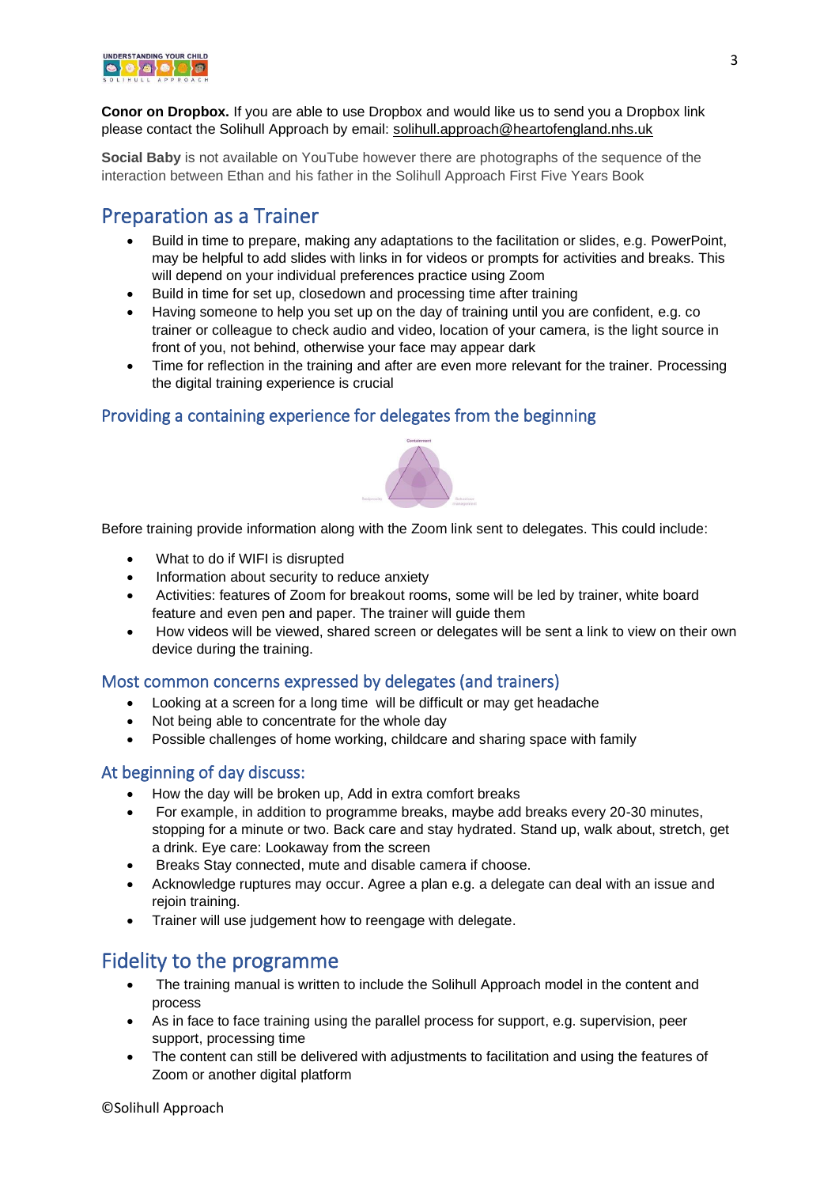**Conor on Dropbox.** If you are able to use Dropbox and would like us to send you a Dropbox link please contact the Solihull Approach by email: solihull.approach@heartofengland.nhs.uk

**Social Baby** is not available on YouTube however there are photographs of the sequence of the interaction between Ethan and his father in the Solihull Approach First Five Years Book

# Preparation as a Trainer

- Build in time to prepare, making any adaptations to the facilitation or slides, e.g. PowerPoint, may be helpful to add slides with links in for videos or prompts for activities and breaks. This will depend on your individual preferences practice using Zoom
- Build in time for set up, closedown and processing time after training
- Having someone to help you set up on the day of training until you are confident, e.g. co trainer or colleague to check audio and video, location of your camera, is the light source in front of you, not behind, otherwise your face may appear dark
- Time for reflection in the training and after are even more relevant for the trainer. Processing the digital training experience is crucial

## Providing a containing experience for delegates from the beginning

Before training provide information along with the Zoom link sent to delegates. This could include:

- What to do if WIFI is disrupted
- Information about security to reduce anxiety
- Activities: features of Zoom for breakout rooms, some will be led by trainer, white board feature and even pen and paper. The trainer will guide them
- How videos will be viewed, shared screen or delegates will be sent a link to view on their own device during the training.

## Most common concerns expressed by delegates (and trainers)

- Looking at a screen for a long time will be difficult or may get headache
- Not being able to concentrate for the whole day
- Possible challenges of home working, childcare and sharing space with family

## At beginning of day discuss:

- How the day will be broken up, Add in extra comfort breaks
- For example, in addition to programme breaks, maybe add breaks every 20-30 minutes, stopping for a minute or two. Back care and stay hydrated. Stand up, walk about, stretch, get a drink. Eye care: Lookaway from the screen
- Breaks Stay connected, mute and disable camera if choose.
- Acknowledge ruptures may occur. Agree a plan e.g. a delegate can deal with an issue and rejoin training.
- Trainer will use judgement how to reengage with delegate.

# Fidelity to the programme

- The training manual is written to include the Solihull Approach model in the content and process
- As in face to face training using the parallel process for support, e.g. supervision, peer support, processing time
- The content can still be delivered with adjustments to facilitation and using the features of Zoom or another digital platform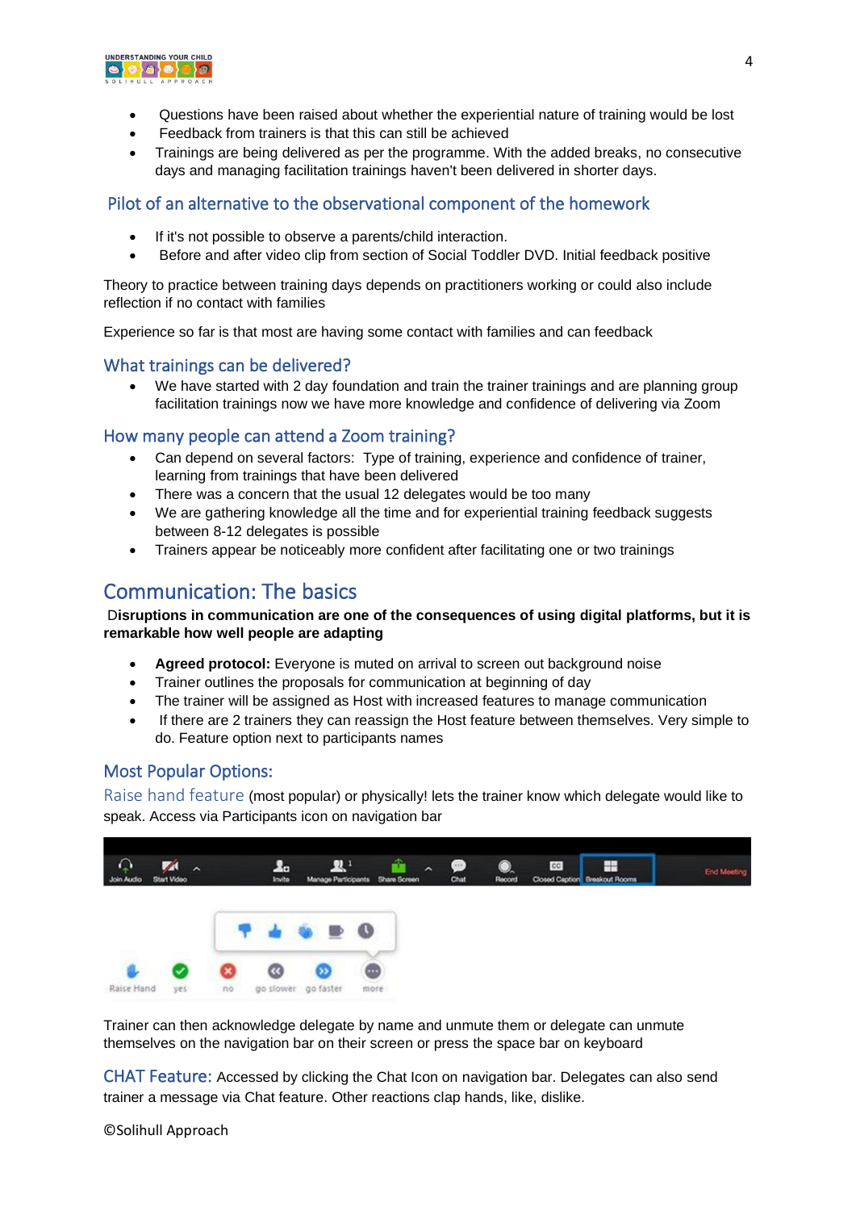- Questions have been raised about whether the experiential nature of training would be lost
- Feedback from trainers is that this can still be achieved
- Trainings are being delivered as per the programme. With the added breaks, no consecutive days and managing facilitation trainings haven't been delivered in shorter days.

### Pilot of an alternative to the observational component of the homework

- If it's not possible to observe a parents/child interaction.
- Before and after video clip from section of Social Toddler DVD. Initial feedback positive

Theory to practice between training days depends on practitioners working or could also include reflection if no contact with families

Experience so far is that most are having some contact with families and can feedback

### What trainings can be delivered?

- We have started with 2 day foundation and train the trainer trainings and are planning group facilitation trainings now we have more knowledge and confidence of delivering via Zoom

### How many people can attend a Zoom training?

- Can depend on several factors: Type of training, experience and confidence of trainer, learning from trainings that have been delivered
- There was a concern that the usual 12 delegates would be too many
- We are gathering knowledge all the time and for experiential training feedback suggests between 8-12 delegates is possible
- Trainers appear be noticeably more confident after facilitating one or two trainings

## Communication: The basics

**Disruptions in communication are one of the consequences of using digital platforms, but it is remarkable how well people are adapting**

- **Agreed protocol:** Everyone is muted on arrival to screen out background noise
- Trainer outlines the proposals for communication at beginning of day
- The trainer will be assigned as Host with increased features to manage communication
- If there are 2 trainers they can reassign the Host feature between themselves. Very simple to do. Feature option next to participants names

### Most Popular Options:

Raise hand feature (most popular) or physically! lets the trainer know which delegate would like to speak. Access via Participants icon on navigation bar

Trainer can then acknowledge delegate by name and unmute them or delegate can unmute themselves on the navigation bar on their screen or press the space bar on keyboard

CHAT Feature: Accessed by clicking the Chat Icon on navigation bar. Delegates can also send trainer a message via Chat feature. Other reactions clap hands, like, dislike.

©Solihull Approach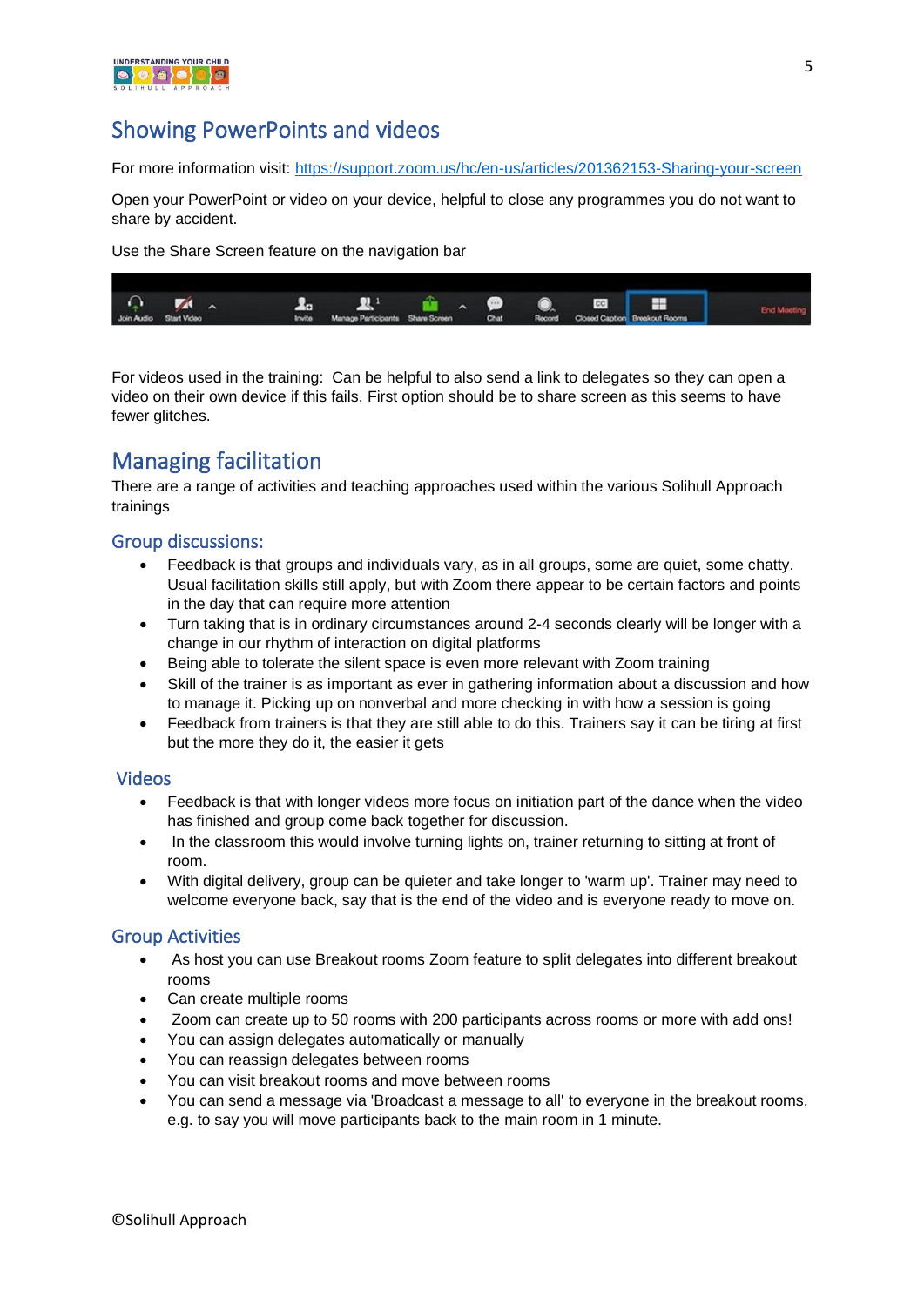## Showing PowerPoints and videos

For more information visit: https://support.zoom.us/hc/en-us/articles/201362153-Sharing-your-screen

Open your PowerPoint or video on your device, helpful to close any programmes you do not want to share by accident.

Use the Share Screen feature on the navigation bar

For videos used in the training: Can be helpful to also send a link to delegates so they can open a video on their own device if this fails. First option should be to share screen as this seems to have fewer glitches.

## Managing facilitation

There are a range of activities and teaching approaches used within the various Solihull Approach trainings

### Group discussions:

- Feedback is that groups and individuals vary, as in all groups, some are quiet, some chatty. Usual facilitation skills still apply, but with Zoom there appear to be certain factors and points in the day that can require more attention
- Turn taking that is in ordinary circumstances around 2-4 seconds clearly will be longer with a change in our rhythm of interaction on digital platforms
- Being able to tolerate the silent space is even more relevant with Zoom training
- Skill of the trainer is as important as ever in gathering information about a discussion and how to manage it. Picking up on nonverbal and more checking in with how a session is going
- Feedback from trainers is that they are still able to do this. Trainers say it can be tiring at first but the more they do it, the easier it gets

### Videos

- Feedback is that with longer videos more focus on initiation part of the dance when the video has finished and group come back together for discussion.
- In the classroom this would involve turning lights on, trainer returning to sitting at front of room.
- With digital delivery, group can be quieter and take longer to 'warm up'. Trainer may need to welcome everyone back, say that is the end of the video and is everyone ready to move on.

### Group Activities

- As host you can use Breakout rooms Zoom feature to split delegates into different breakout rooms
- Can create multiple rooms
- Zoom can create up to 50 rooms with 200 participants across rooms or more with add ons!
- You can assign delegates automatically or manually
- You can reassign delegates between rooms
- You can visit breakout rooms and move between rooms
- You can send a message via 'Broadcast a message to all' to everyone in the breakout rooms, e.g. to say you will move participants back to the main room in 1 minute.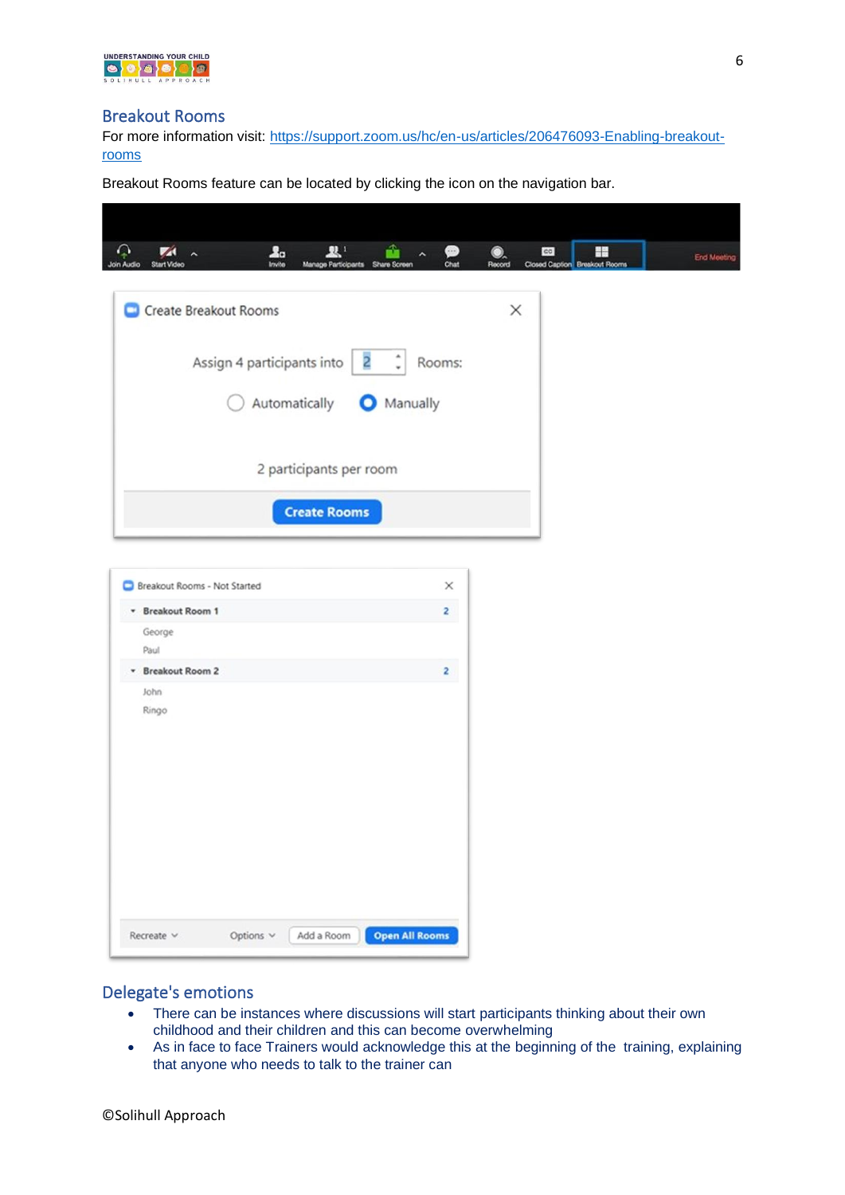## Breakout Rooms

For more information visit: [https://support.zoom.us/hc/en-us/articles/206476093-Enabling-breakout-rooms](https://support.zoom.us/hc/en-us/articles/206476093-Enabling-breakout-rooms)

Breakout Rooms feature can be located by clicking the icon on the navigation bar.

## Delegate's emotions

- There can be instances where discussions will start participants thinking about their own childhood and their children and this can become overwhelming
- As in face to face Trainers would acknowledge this at the beginning of the training, explaining that anyone who needs to talk to the trainer can

©Solihull Approach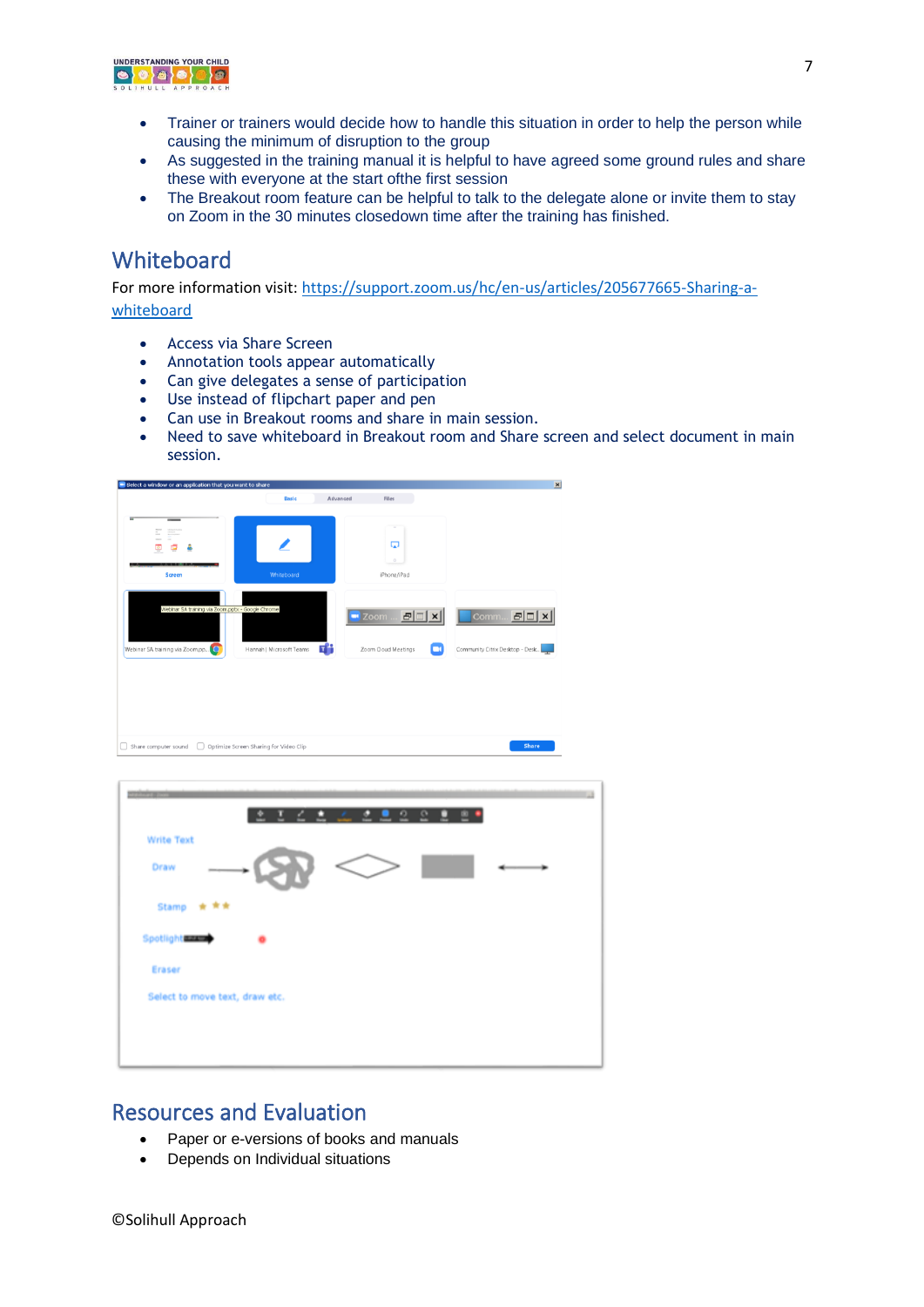- Trainer or trainers would decide how to handle this situation in order to help the person while causing the minimum of disruption to the group
- As suggested in the training manual it is helpful to have agreed some ground rules and share these with everyone at the start ofthe first session
- The Breakout room feature can be helpful to talk to the delegate alone or invite them to stay on Zoom in the 30 minutes closedown time after the training has finished.

## Whiteboard

For more information visit: [https://support.zoom.us/hc/en-us/articles/205677665-Sharing-a-whiteboard](https://support.zoom.us/hc/en-us/articles/205677665-Sharing-a-whiteboard)

- Access via Share Screen
- Annotation tools appear automatically
- Can give delegates a sense of participation
- Use instead of flipchart paper and pen
- Can use in Breakout rooms and share in main session.
- Need to save whiteboard in Breakout room and Share screen and select document in main session.

## Resources and Evaluation

- Paper or e-versions of books and manuals
- Depends on Individual situations

©Solihull Approach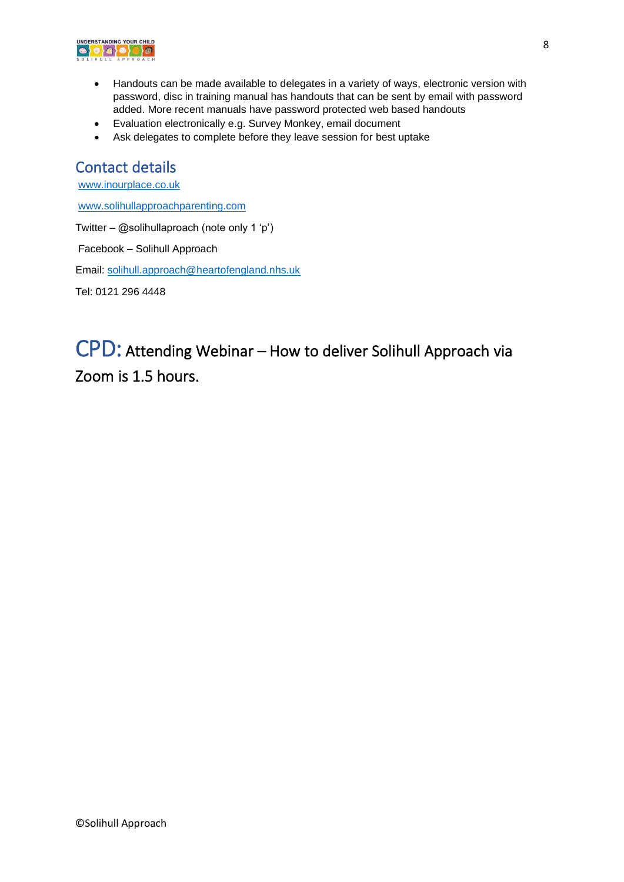- Handouts can be made available to delegates in a variety of ways, electronic version with password, disc in training manual has handouts that can be sent by email with password added. More recent manuals have password protected web based handouts
- Evaluation electronically e.g. Survey Monkey, email document
- Ask delegates to complete before they leave session for best uptake

## Contact details

www.inourplace.co.uk

www.solihullapproachparenting.com

Twitter – @solihullaproach (note only 1 ‘p’)

Facebook – Solihull Approach

Email: solihull.approach@heartofengland.nhs.uk

Tel: 0121 296 4448

## CPD: Attending Webinar – How to deliver Solihull Approach via Zoom is 1.5 hours.

©Solihull Approach